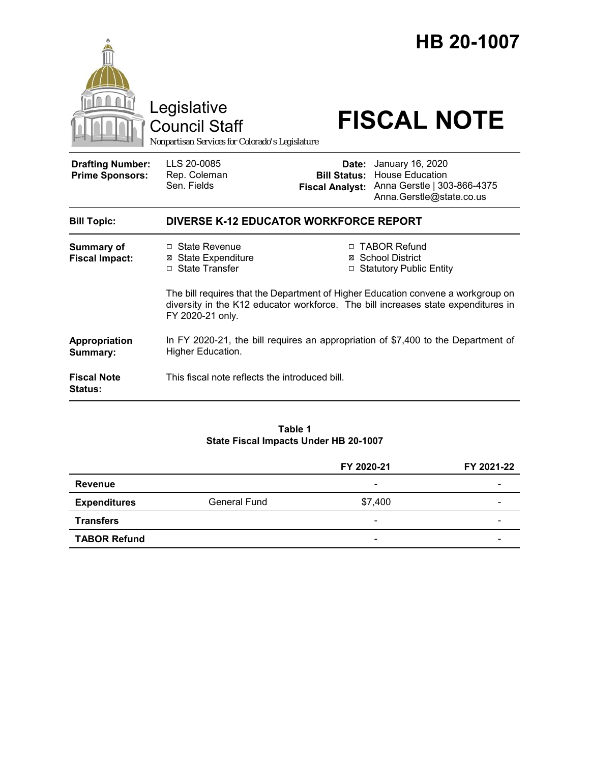# HB 20-1007

Legislative Council Staff

*Nonpartisan Services for Colorado's Legislature*

# FISCAL NOTE

| | | | |
|---|---|---|---|
| **Drafting Number:** | LLS 20-0085 | **Date:** | January 16, 2020 |
| **Prime Sponsors:** | Rep. Coleman<br>Sen. Fields | **Bill Status:** | House Education |
| | | **Fiscal Analyst:** | Anna Gerstle \| 303-866-4375<br>Anna.Gerstle@state.co.us |

| | |
|---|---|
| **Bill Topic:** | **DIVERSE K-12 EDUCATOR WORKFORCE REPORT** |
| **Summary of Fiscal Impact:** | ☐ State Revenue<br>☒ State Expenditure<br>☐ State Transfer<br>☐ TABOR Refund<br>☒ School District<br>☐ Statutory Public Entity<br><br>The bill requires that the Department of Higher Education convene a workgroup on diversity in the K12 educator workforce. The bill increases state expenditures in FY 2020-21 only. |
| **Appropriation Summary:** | In FY 2020-21, the bill requires an appropriation of $7,400 to the Department of Higher Education. |
| **Fiscal Note Status:** | This fiscal note reflects the introduced bill. |

**Table 1**
**State Fiscal Impacts Under HB 20-1007**

| | | FY 2020-21 | FY 2021-22 |
|---|---|---|---|
| **Revenue** | | - | - |
| **Expenditures** | General Fund | $7,400 | - |
| **Transfers** | | - | - |
| **TABOR Refund** | | - | - |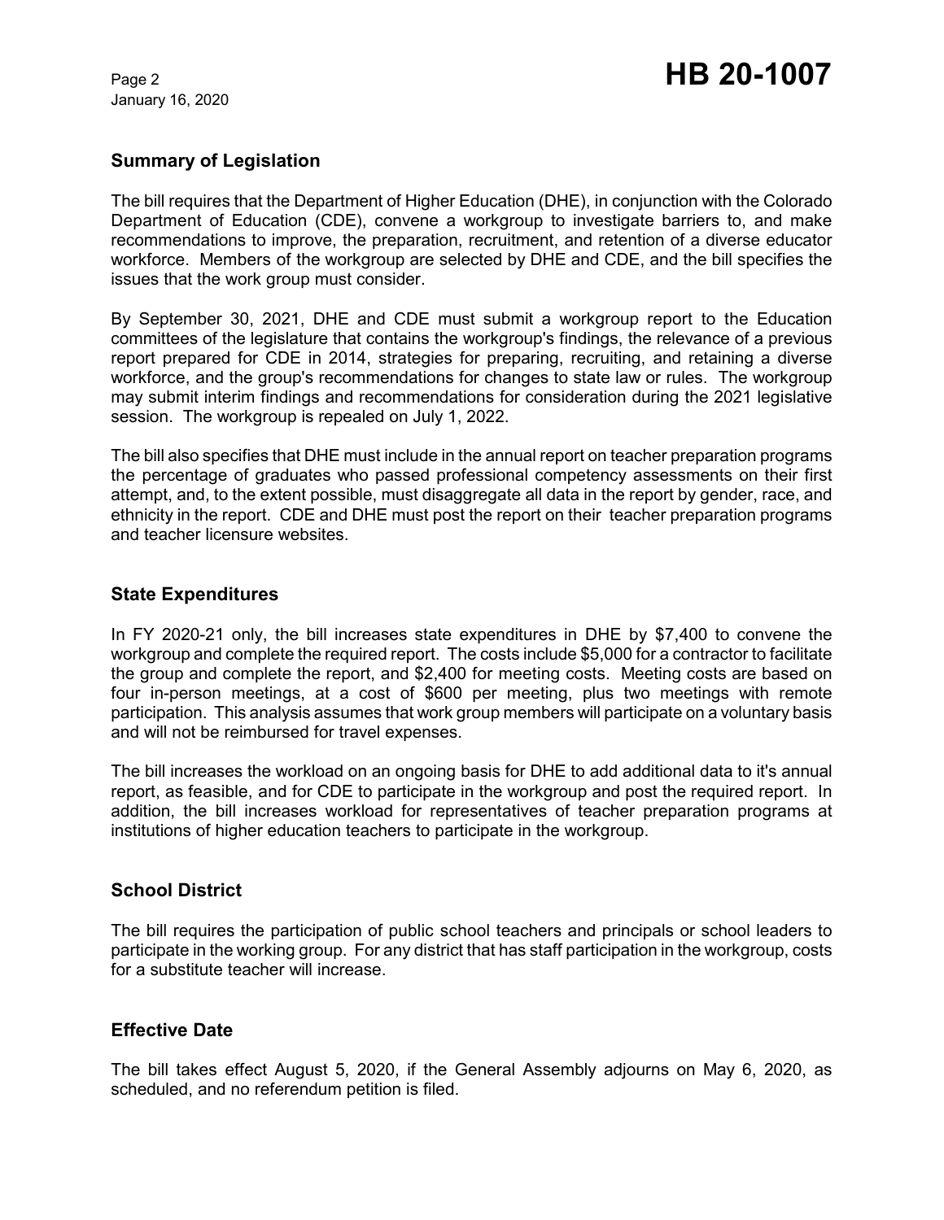## Summary of Legislation

The bill requires that the Department of Higher Education (DHE), in conjunction with the Colorado Department of Education (CDE), convene a workgroup to investigate barriers to, and make recommendations to improve, the preparation, recruitment, and retention of a diverse educator workforce. Members of the workgroup are selected by DHE and CDE, and the bill specifies the issues that the work group must consider.

By September 30, 2021, DHE and CDE must submit a workgroup report to the Education committees of the legislature that contains the workgroup's findings, the relevance of a previous report prepared for CDE in 2014, strategies for preparing, recruiting, and retaining a diverse workforce, and the group's recommendations for changes to state law or rules. The workgroup may submit interim findings and recommendations for consideration during the 2021 legislative session. The workgroup is repealed on July 1, 2022.

The bill also specifies that DHE must include in the annual report on teacher preparation programs the percentage of graduates who passed professional competency assessments on their first attempt, and, to the extent possible, must disaggregate all data in the report by gender, race, and ethnicity in the report. CDE and DHE must post the report on their teacher preparation programs and teacher licensure websites.

## State Expenditures

In FY 2020-21 only, the bill increases state expenditures in DHE by $7,400 to convene the workgroup and complete the required report. The costs include $5,000 for a contractor to facilitate the group and complete the report, and $2,400 for meeting costs. Meeting costs are based on four in-person meetings, at a cost of $600 per meeting, plus two meetings with remote participation. This analysis assumes that work group members will participate on a voluntary basis and will not be reimbursed for travel expenses.

The bill increases the workload on an ongoing basis for DHE to add additional data to it's annual report, as feasible, and for CDE to participate in the workgroup and post the required report. In addition, the bill increases workload for representatives of teacher preparation programs at institutions of higher education teachers to participate in the workgroup.

## School District

The bill requires the participation of public school teachers and principals or school leaders to participate in the working group. For any district that has staff participation in the workgroup, costs for a substitute teacher will increase.

## Effective Date

The bill takes effect August 5, 2020, if the General Assembly adjourns on May 6, 2020, as scheduled, and no referendum petition is filed.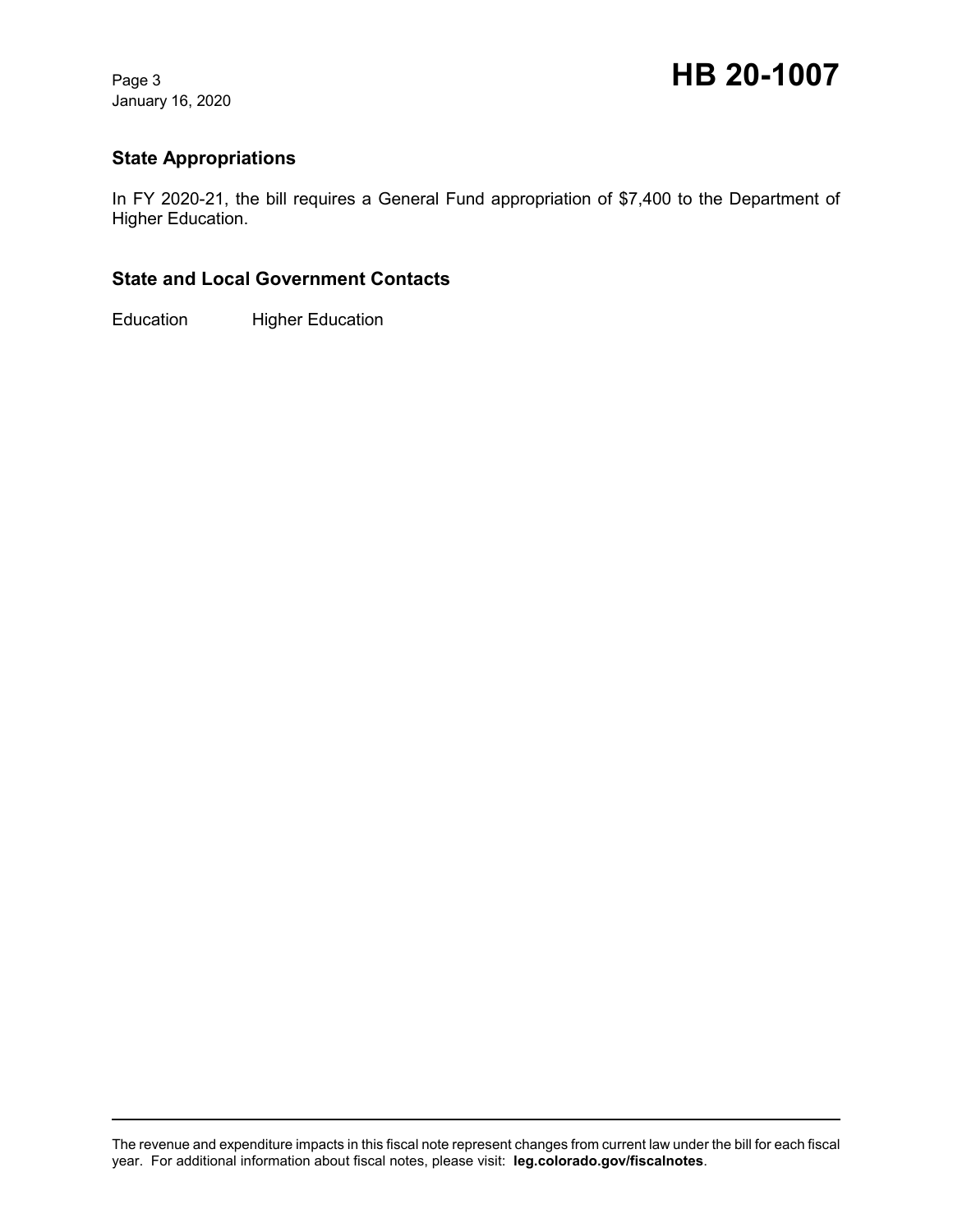## State Appropriations

In FY 2020-21, the bill requires a General Fund appropriation of $7,400 to the Department of Higher Education.

## State and Local Government Contacts

Education Higher Education

The revenue and expenditure impacts in this fiscal note represent changes from current law under the bill for each fiscal year. For additional information about fiscal notes, please visit: **leg.colorado.gov/fiscalnotes**.